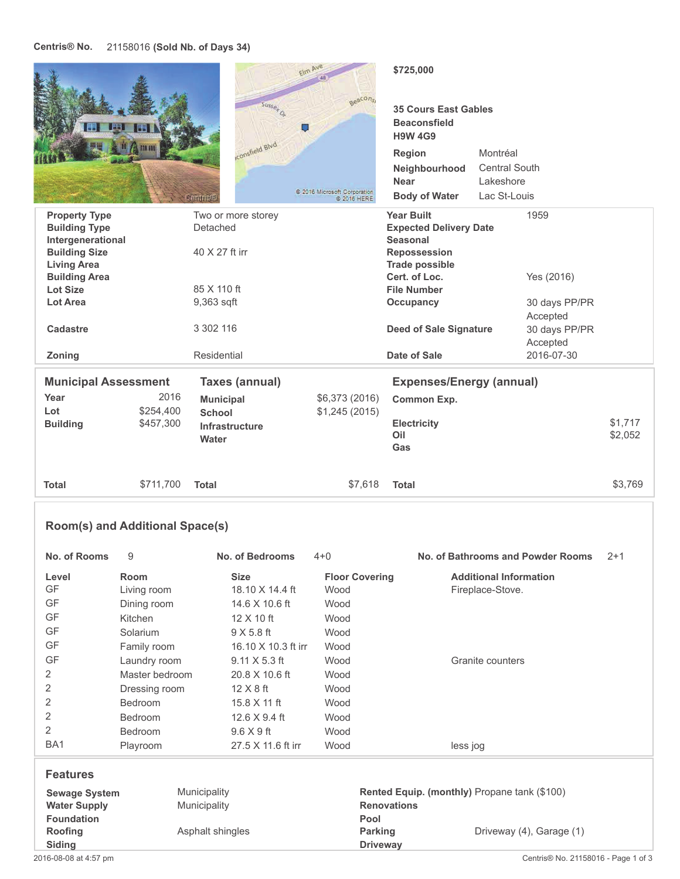**Centris® No.** 21158016 **(Sold Nb. of Days 34)**

**$725,000**

**35 Cours East Gables**
**Beaconsfield**
**H9W 4G9**

| | |
|---|---|
| **Region** | Montréal |
| **Neighbourhood** | Central South |
| **Near** | Lakeshore |
| **Body of Water** | Lac St-Louis |

| | | | |
|---|---|---|---|
| **Property Type** | Two or more storey | **Year Built** | 1959 |
| **Building Type** | Detached | **Expected Delivery Date** | |
| **Intergenerational** | | **Seasonal** | |
| **Building Size** | 40 X 27 ft irr | **Repossession** | |
| **Living Area** | | **Trade possible** | |
| **Building Area** | | **Cert. of Loc.** | Yes (2016) |
| **Lot Size** | 85 X 110 ft | **File Number** | |
| **Lot Area** | 9,363 sqft | **Occupancy** | 30 days PP/PR Accepted |
| **Cadastre** | 3 302 116 | **Deed of Sale Signature** | 30 days PP/PR Accepted |
| **Zoning** | Residential | **Date of Sale** | 2016-07-30 |

| **Municipal Assessment** | | **Taxes (annual)** | | **Expenses/Energy (annual)** | |
|---|---|---|---|---|---|
| **Year** | 2016 | **Municipal** | $6,373 (2016) | **Common Exp.** | |
| **Lot** | $254,400 | **School** | $1,245 (2015) | | |
| **Building** | $457,300 | **Infrastructure** | | **Electricity** | $1,717 |
| | | **Water** | | **Oil** | $2,052 |
| | | | | **Gas** | |
| **Total** | $711,700 | **Total** | $7,618 | **Total** | $3,769 |

## Room(s) and Additional Space(s)

**No. of Rooms** 9 **No. of Bedrooms** 4+0 **No. of Bathrooms and Powder Rooms** 2+1

| Level | Room | Size | Floor Covering | Additional Information |
|---|---|---|---|---|
| GF | Living room | 18.10 X 14.4 ft | Wood | Fireplace-Stove. |
| GF | Dining room | 14.6 X 10.6 ft | Wood | |
| GF | Kitchen | 12 X 10 ft | Wood | |
| GF | Solarium | 9 X 5.8 ft | Wood | |
| GF | Family room | 16.10 X 10.3 ft irr | Wood | |
| GF | Laundry room | 9.11 X 5.3 ft | Wood | Granite counters |
| 2 | Master bedroom | 20.8 X 10.6 ft | Wood | |
| 2 | Dressing room | 12 X 8 ft | Wood | |
| 2 | Bedroom | 15.8 X 11 ft | Wood | |
| 2 | Bedroom | 12.6 X 9.4 ft | Wood | |
| 2 | Bedroom | 9.6 X 9 ft | Wood | |
| BA1 | Playroom | 27.5 X 11.6 ft irr | Wood | less jog |

## Features

| | | | |
|---|---|---|---|
| **Sewage System** | Municipality | **Rented Equip. (monthly)** | Propane tank ($100) |
| **Water Supply** | Municipality | **Renovations** | |
| **Foundation** | | **Pool** | |
| **Roofing** | Asphalt shingles | **Parking** | Driveway (4), Garage (1) |
| **Siding** | | **Driveway** | |

2016-08-08 at 4:57 pm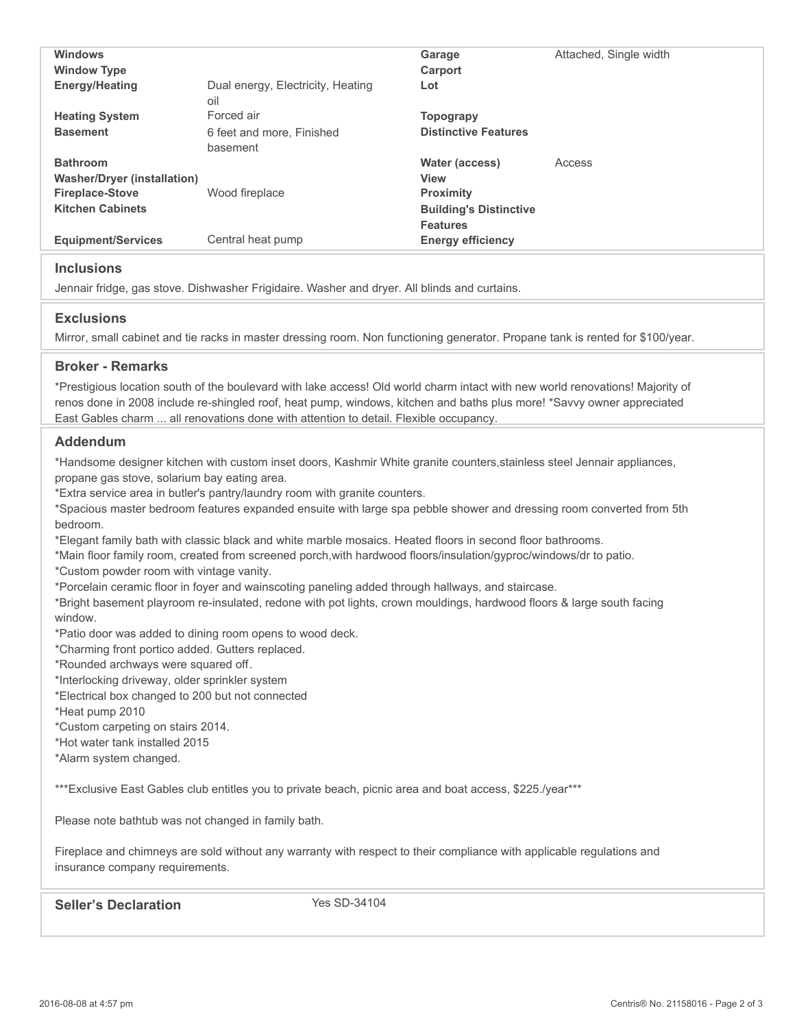| | | | |
|---|---|---|---|
| **Windows** | | **Garage** | Attached, Single width |
| **Window Type** | | **Carport** | |
| **Energy/Heating** | Dual energy, Electricity, Heating oil | **Lot** | |
| **Heating System** | Forced air | **Topograpy** | |
| **Basement** | 6 feet and more, Finished basement | **Distinctive Features** | |
| **Bathroom** | | **Water (access)** | Access |
| **Washer/Dryer (installation)** | | **View** | |
| **Fireplace-Stove** | Wood fireplace | **Proximity** | |
| **Kitchen Cabinets** | | **Building's Distinctive Features** | |
| **Equipment/Services** | Central heat pump | **Energy efficiency** | |

## Inclusions

Jennair fridge, gas stove. Dishwasher Frigidaire. Washer and dryer. All blinds and curtains.

## Exclusions

Mirror, small cabinet and tie racks in master dressing room. Non functioning generator. Propane tank is rented for $100/year.

## Broker - Remarks

*Prestigious location south of the boulevard with lake access! Old world charm intact with new world renovations! Majority of renos done in 2008 include re-shingled roof, heat pump, windows, kitchen and baths plus more! *Savvy owner appreciated East Gables charm ... all renovations done with attention to detail. Flexible occupancy.

## Addendum

*Handsome designer kitchen with custom inset doors, Kashmir White granite counters,stainless steel Jennair appliances, propane gas stove, solarium bay eating area.
*Extra service area in butler's pantry/laundry room with granite counters.
*Spacious master bedroom features expanded ensuite with large spa pebble shower and dressing room converted from 5th bedroom.
*Elegant family bath with classic black and white marble mosaics. Heated floors in second floor bathrooms.
*Main floor family room, created from screened porch,with hardwood floors/insulation/gyproc/windows/dr to patio.
*Custom powder room with vintage vanity.
*Porcelain ceramic floor in foyer and wainscoting paneling added through hallways, and staircase.
*Bright basement playroom re-insulated, redone with pot lights, crown mouldings, hardwood floors & large south facing window.
*Patio door was added to dining room opens to wood deck.
*Charming front portico added. Gutters replaced.
*Rounded archways were squared off.
*Interlocking driveway, older sprinkler system
*Electrical box changed to 200 but not connected
*Heat pump 2010
*Custom carpeting on stairs 2014.
*Hot water tank installed 2015
*Alarm system changed.

***Exclusive East Gables club entitles you to private beach, picnic area and boat access, $225./year***

Please note bathtub was not changed in family bath.

Fireplace and chimneys are sold without any warranty with respect to their compliance with applicable regulations and insurance company requirements.

**Seller's Declaration** Yes SD-34104